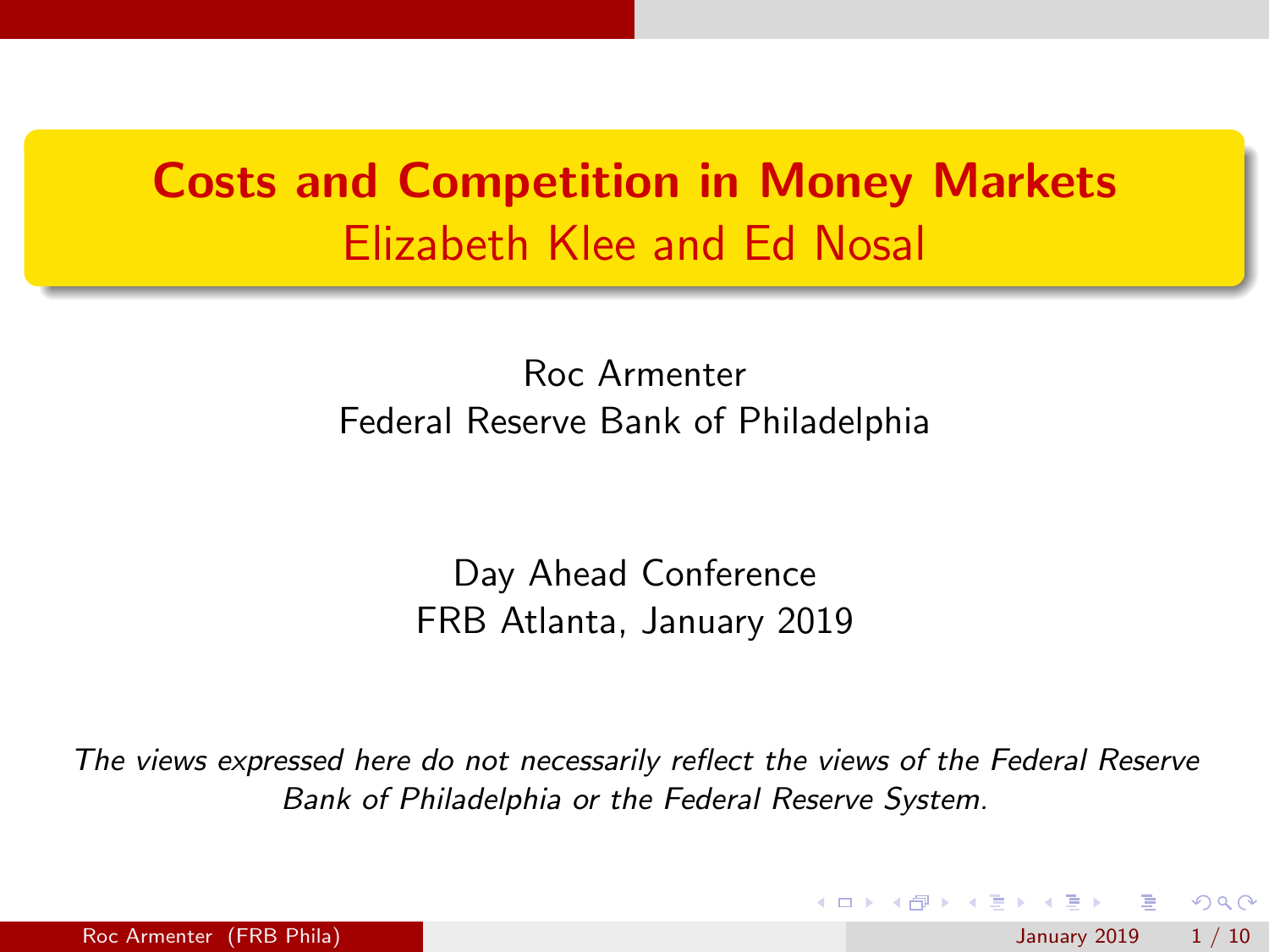# Costs and Competition in Money Markets

## Elizabeth Klee and Ed Nosal

Roc Armenter
Federal Reserve Bank of Philadelphia

Day Ahead Conference
FRB Atlanta, January 2019

*The views expressed here do not necessarily reflect the views of the Federal Reserve Bank of Philadelphia or the Federal Reserve System.*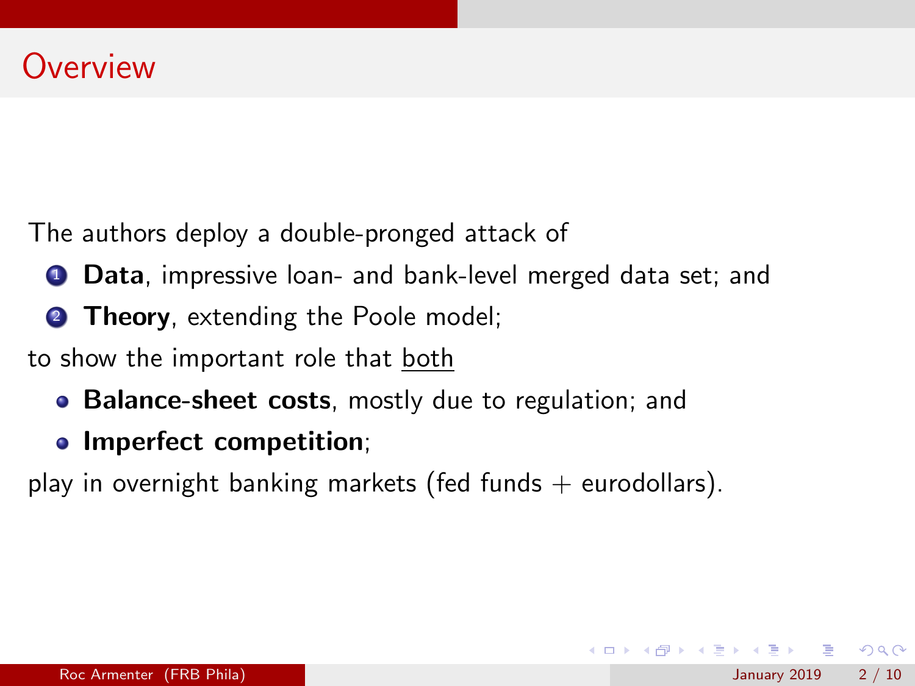# Overview

The authors deploy a double-pronged attack of

1. **Data**, impressive loan- and bank-level merged data set; and
2. **Theory**, extending the Poole model;

to show the important role that <u>both</u>

- **Balance-sheet costs**, mostly due to regulation; and
- **Imperfect competition**;

play in overnight banking markets (fed funds + eurodollars).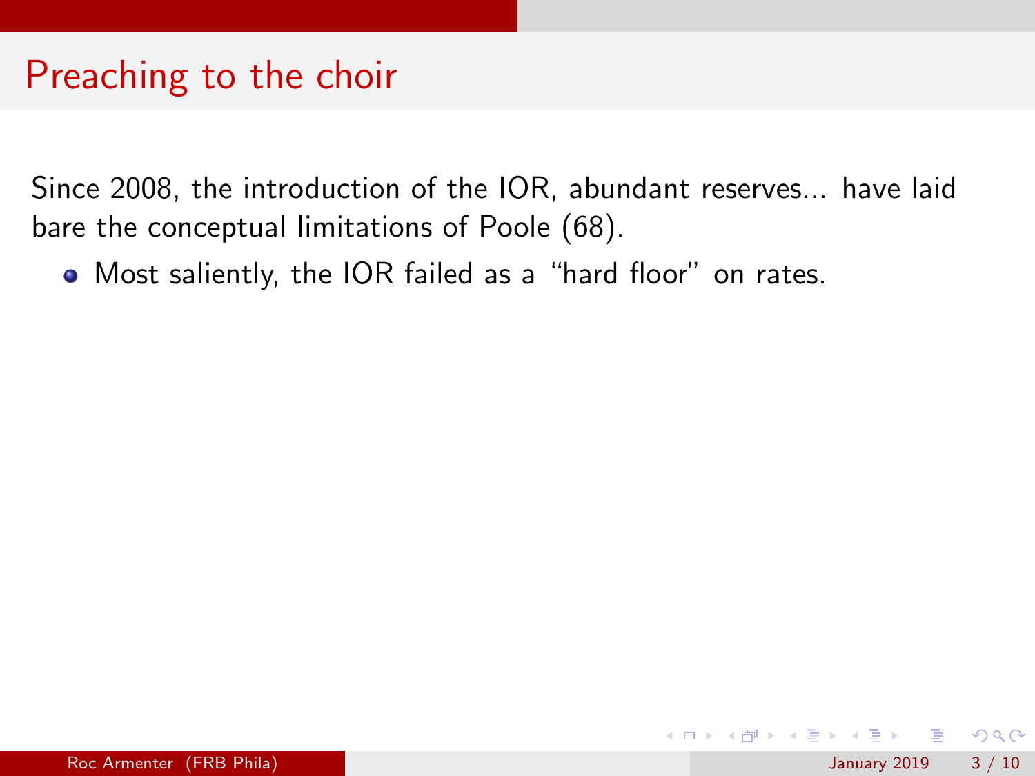# Preaching to the choir

Since 2008, the introduction of the IOR, abundant reserves... have laid bare the conceptual limitations of Poole (68).

- Most saliently, the IOR failed as a “hard floor” on rates.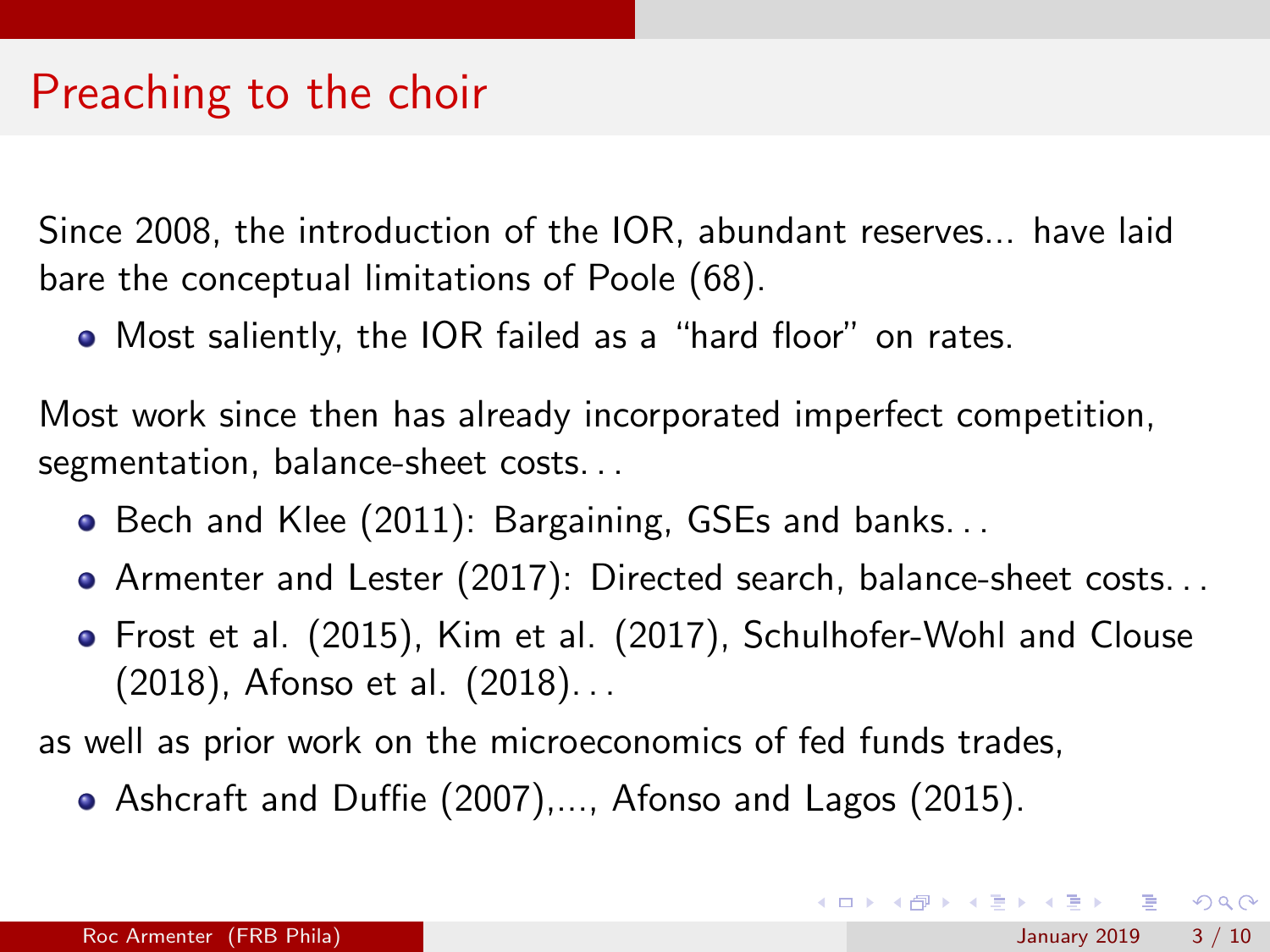# Preaching to the choir

Since 2008, the introduction of the IOR, abundant reserves... have laid bare the conceptual limitations of Poole (68).

- Most saliently, the IOR failed as a "hard floor" on rates.

Most work since then has already incorporated imperfect competition, segmentation, balance-sheet costs. . .

- Bech and Klee (2011): Bargaining, GSEs and banks. . .
- Armenter and Lester (2017): Directed search, balance-sheet costs. . .
- Frost et al. (2015), Kim et al. (2017), Schulhofer-Wohl and Clouse (2018), Afonso et al. (2018). . .

as well as prior work on the microeconomics of fed funds trades,

- Ashcraft and Duffie (2007),..., Afonso and Lagos (2015).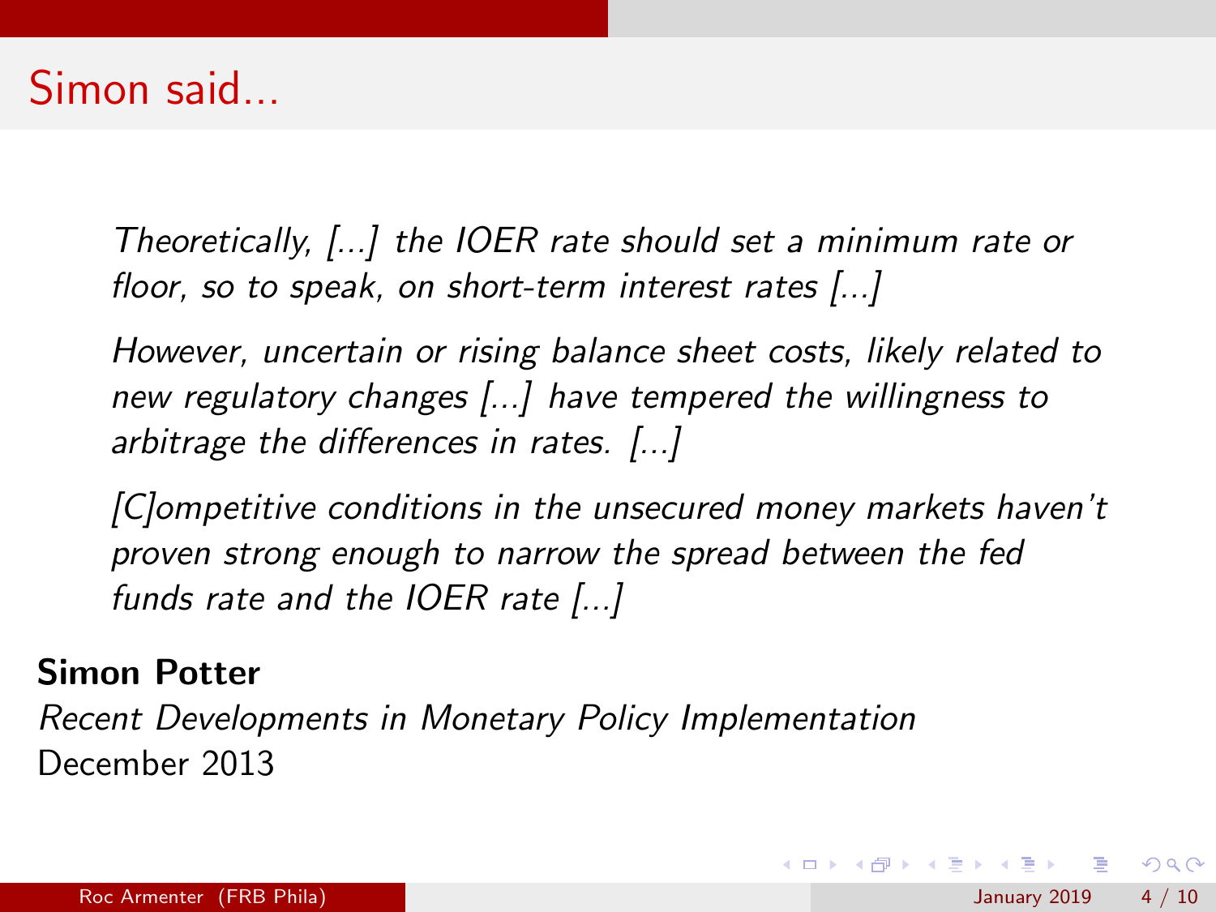# Simon said...

*Theoretically, [...] the IOER rate should set a minimum rate or floor, so to speak, on short-term interest rates [...]*

*However, uncertain or rising balance sheet costs, likely related to new regulatory changes [...] have tempered the willingness to arbitrage the differences in rates. [...]*

*[C]ompetitive conditions in the unsecured money markets haven't proven strong enough to narrow the spread between the fed funds rate and the IOER rate [...]*

**Simon Potter**
*Recent Developments in Monetary Policy Implementation*
December 2013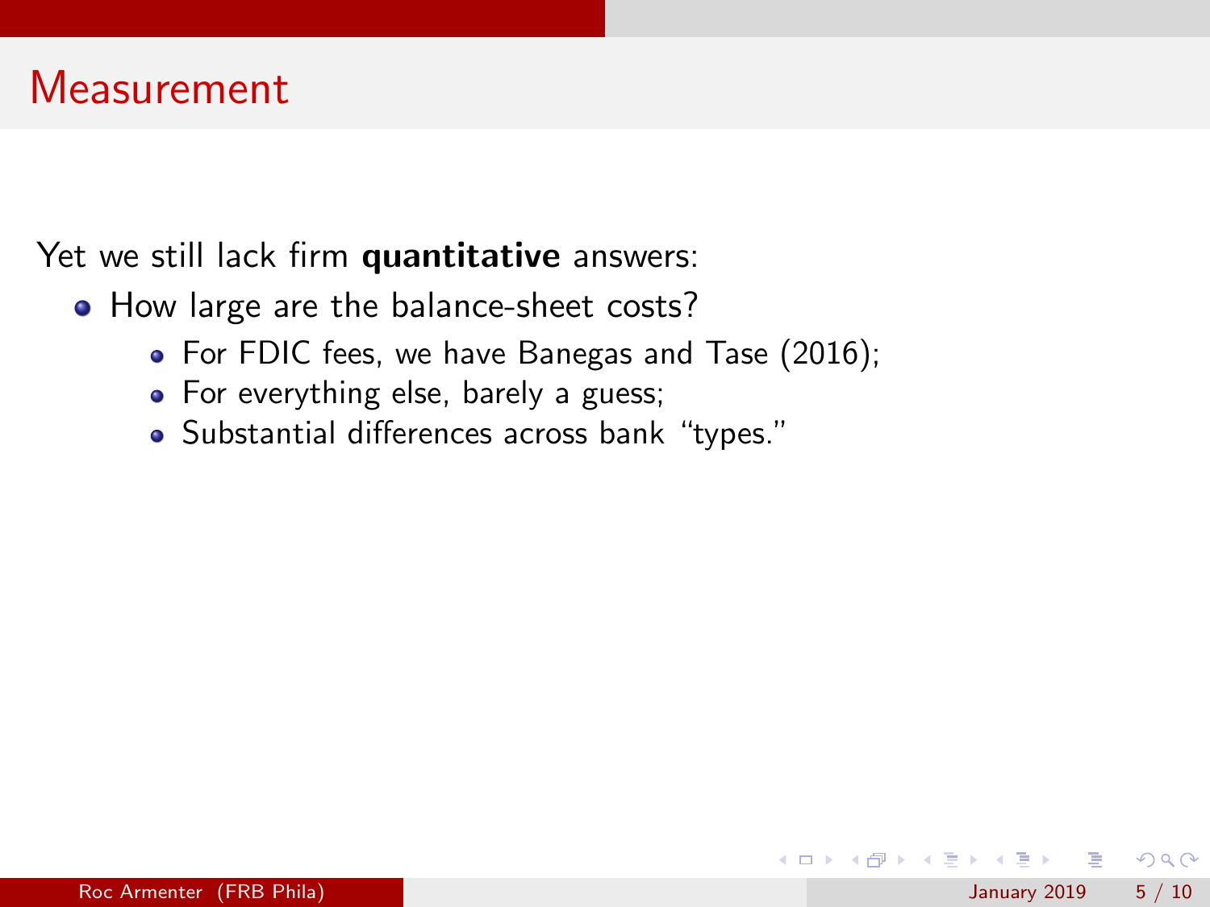# Measurement

Yet we still lack firm **quantitative** answers:

- How large are the balance-sheet costs?
  - For FDIC fees, we have Banegas and Tase (2016);
  - For everything else, barely a guess;
  - Substantial differences across bank "types."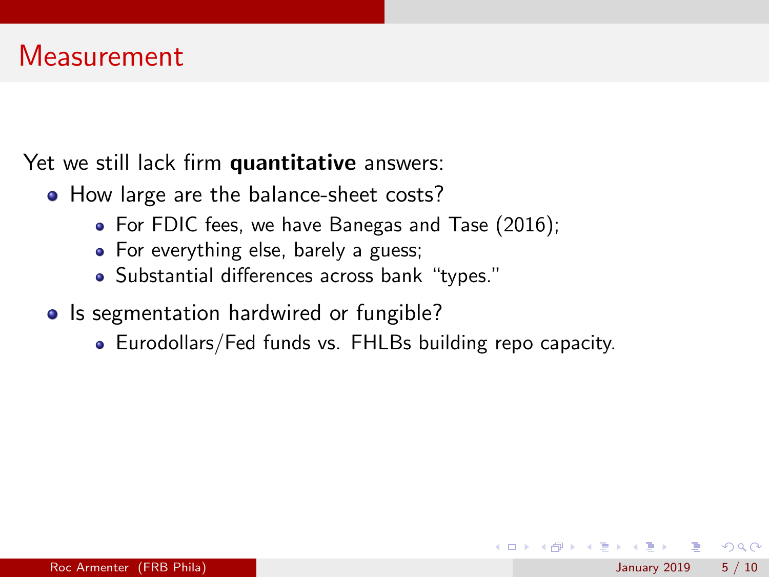# Measurement

Yet we still lack firm **quantitative** answers:

- How large are the balance-sheet costs?
  - For FDIC fees, we have Banegas and Tase (2016);
  - For everything else, barely a guess;
  - Substantial differences across bank "types."
- Is segmentation hardwired or fungible?
  - Eurodollars/Fed funds vs. FHLBs building repo capacity.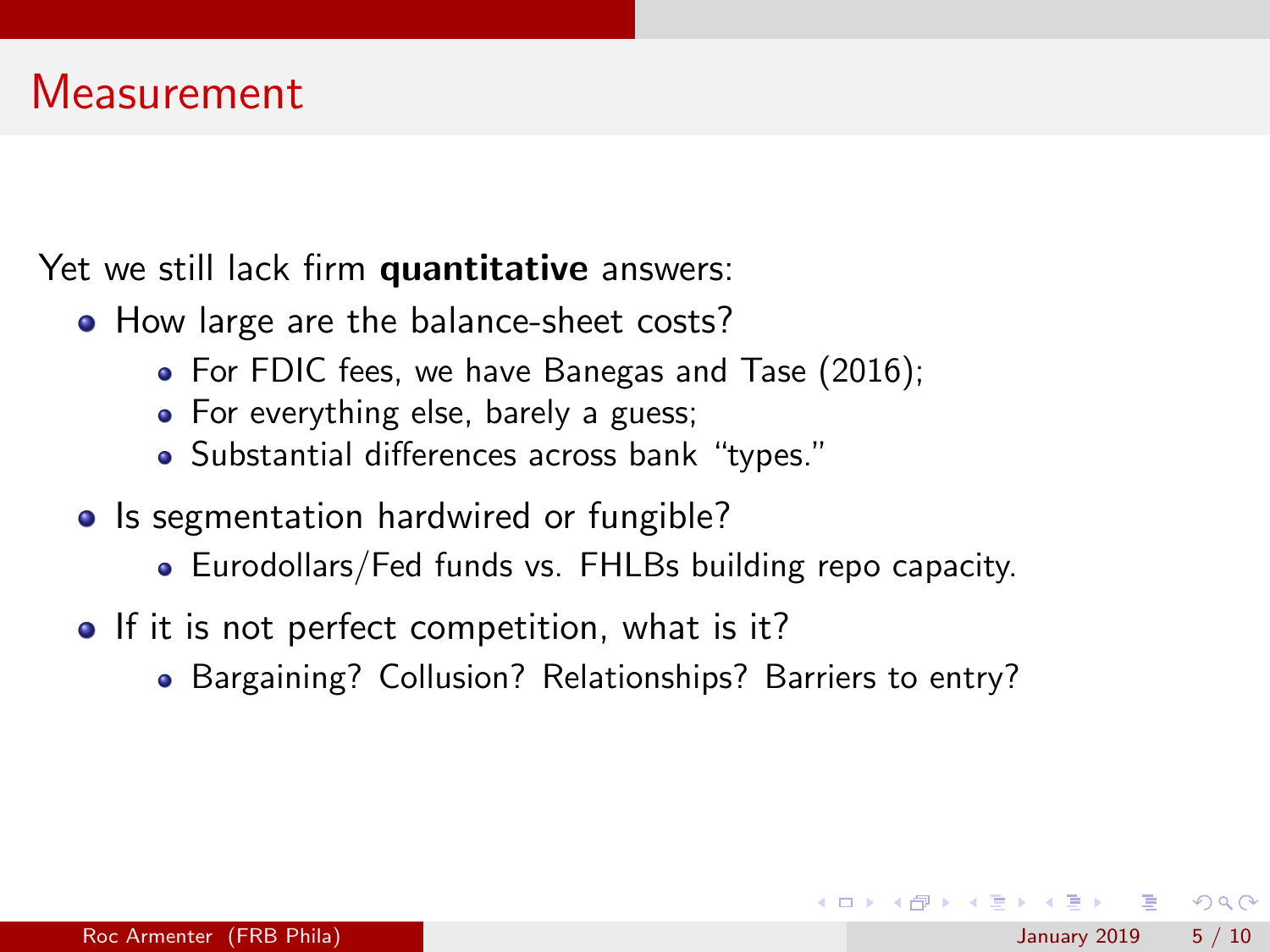# Measurement

Yet we still lack firm **quantitative** answers:

- How large are the balance-sheet costs?
  - For FDIC fees, we have Banegas and Tase (2016);
  - For everything else, barely a guess;
  - Substantial differences across bank "types."
- Is segmentation hardwired or fungible?
  - Eurodollars/Fed funds vs. FHLBs building repo capacity.
- If it is not perfect competition, what is it?
  - Bargaining? Collusion? Relationships? Barriers to entry?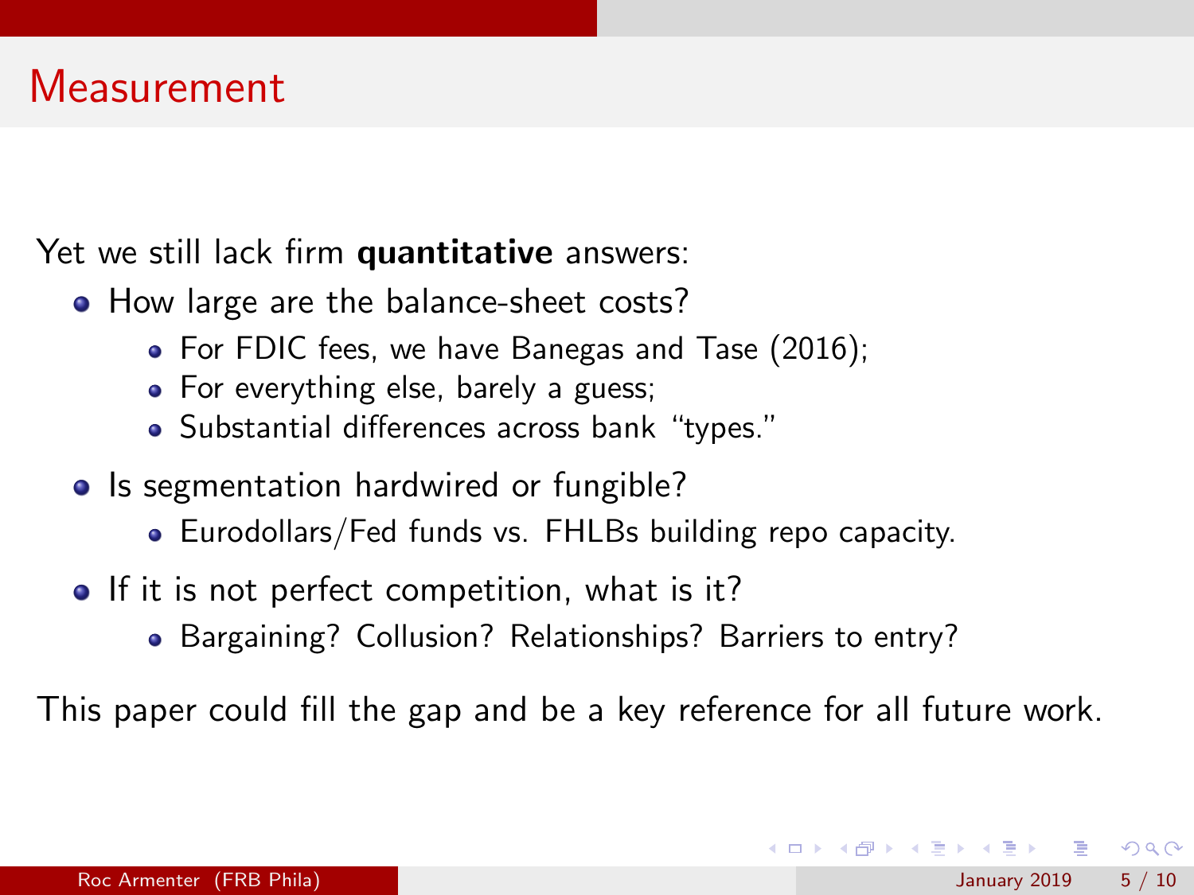# Measurement

Yet we still lack firm **quantitative** answers:

- How large are the balance-sheet costs?
  - For FDIC fees, we have Banegas and Tase (2016);
  - For everything else, barely a guess;
  - Substantial differences across bank "types."
- Is segmentation hardwired or fungible?
  - Eurodollars/Fed funds vs. FHLBs building repo capacity.
- If it is not perfect competition, what is it?
  - Bargaining? Collusion? Relationships? Barriers to entry?

This paper could fill the gap and be a key reference for all future work.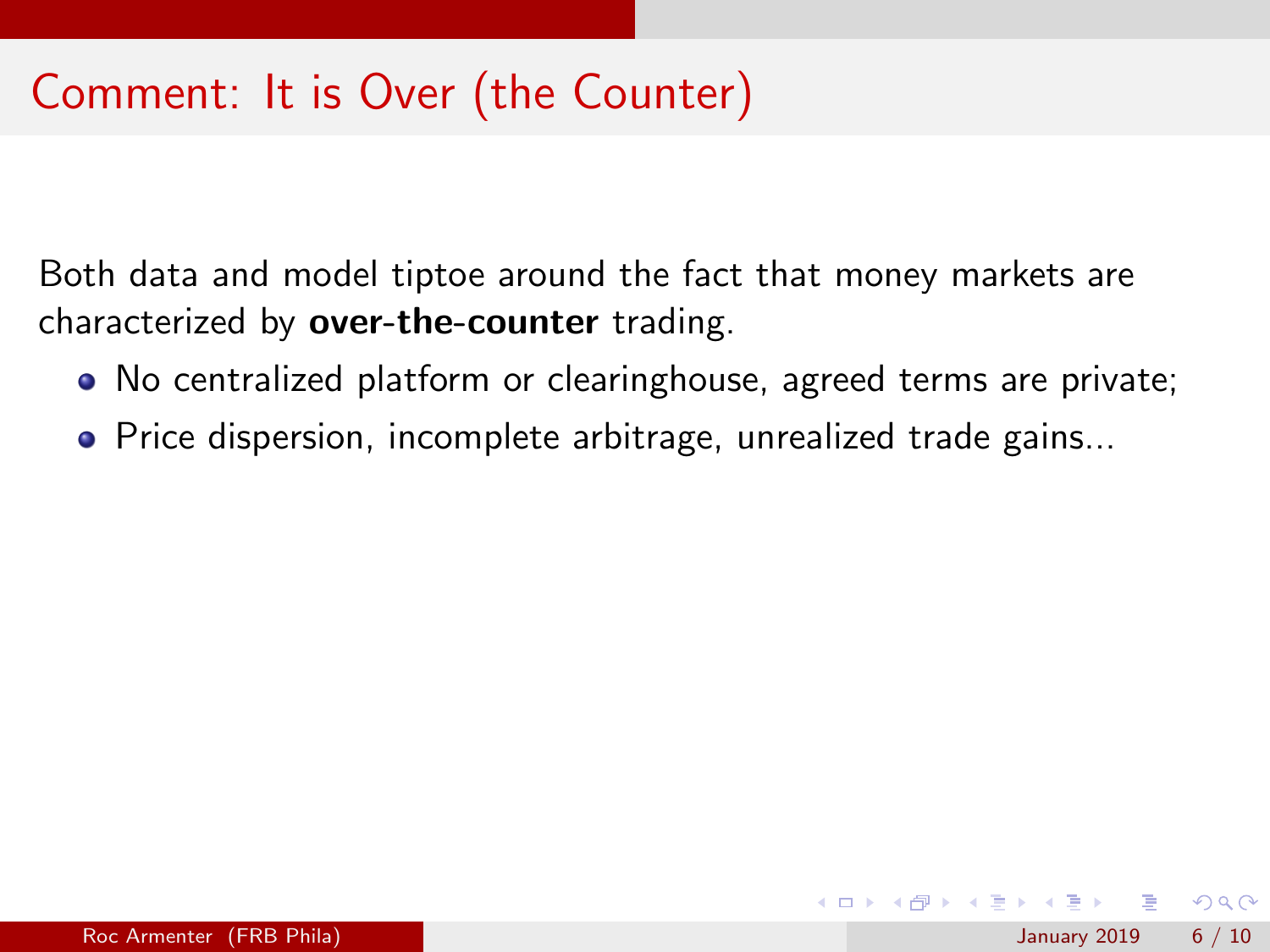# Comment: It is Over (the Counter)

Both data and model tiptoe around the fact that money markets are characterized by **over-the-counter** trading.

- No centralized platform or clearinghouse, agreed terms are private;
- Price dispersion, incomplete arbitrage, unrealized trade gains...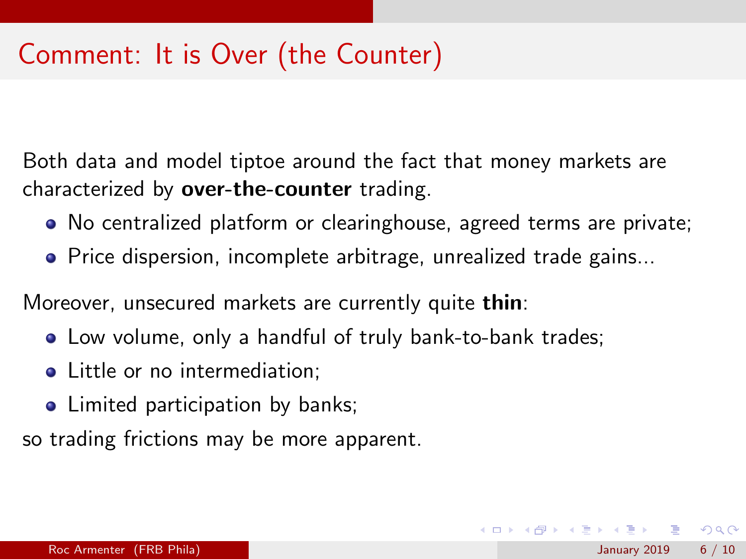# Comment: It is Over (the Counter)

Both data and model tiptoe around the fact that money markets are characterized by **over-the-counter** trading.

- No centralized platform or clearinghouse, agreed terms are private;
- Price dispersion, incomplete arbitrage, unrealized trade gains...

Moreover, unsecured markets are currently quite **thin**:

- Low volume, only a handful of truly bank-to-bank trades;
- Little or no intermediation;
- Limited participation by banks;

so trading frictions may be more apparent.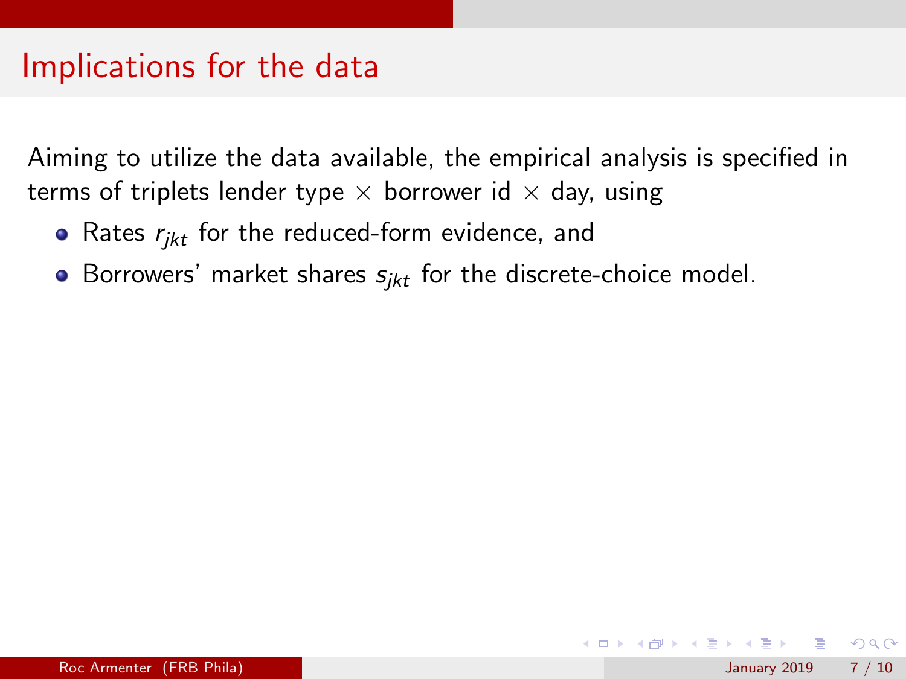# Implications for the data

Aiming to utilize the data available, the empirical analysis is specified in terms of triplets lender type $\times$ borrower id $\times$ day, using

- Rates $r_{jkt}$ for the reduced-form evidence, and
- Borrowers' market shares $s_{jkt}$ for the discrete-choice model.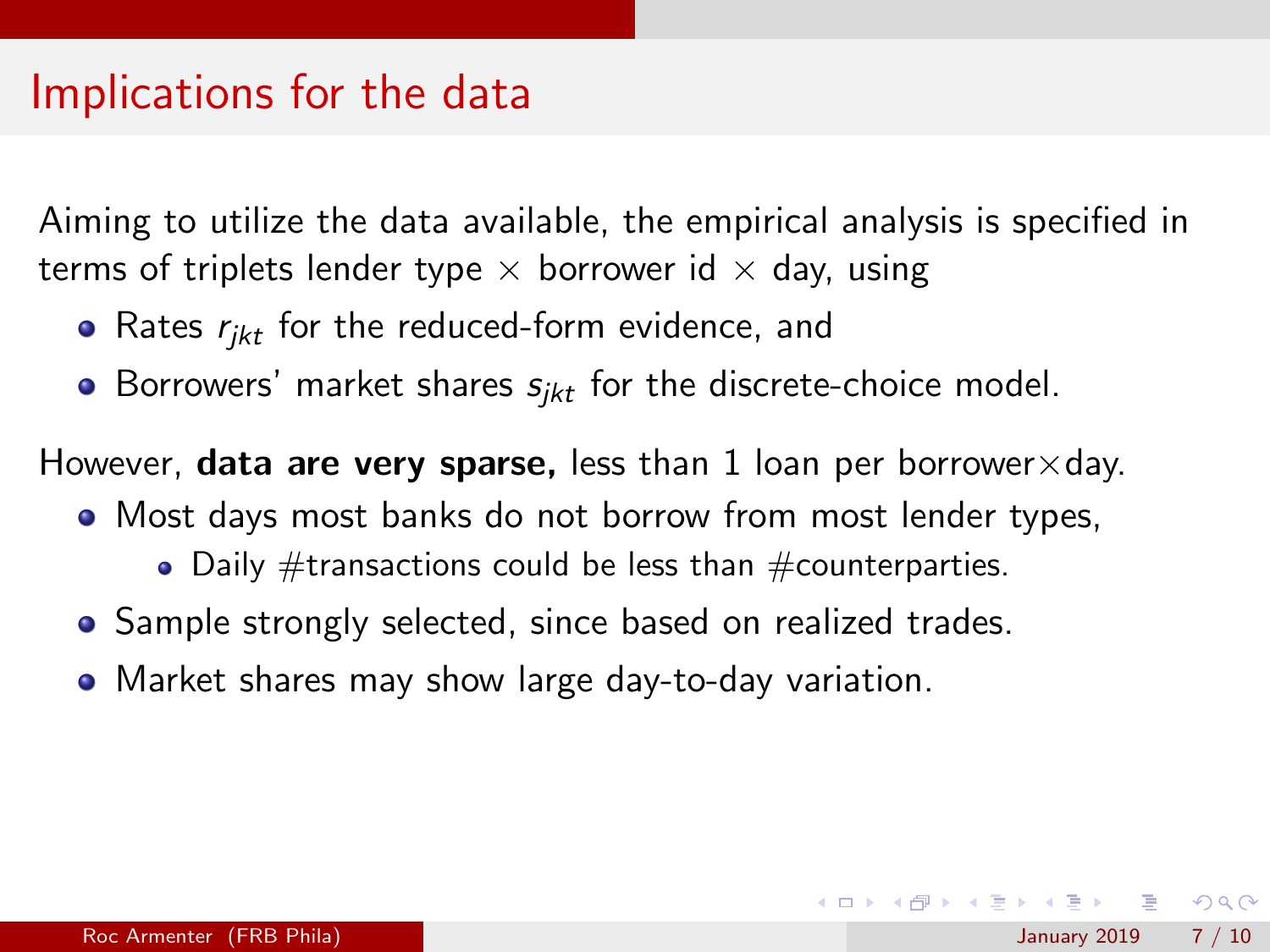# Implications for the data

Aiming to utilize the data available, the empirical analysis is specified in terms of triplets lender type $\times$ borrower id $\times$ day, using

- Rates $r_{jkt}$ for the reduced-form evidence, and
- Borrowers' market shares $s_{jkt}$ for the discrete-choice model.

However, **data are very sparse,** less than 1 loan per borrower$\times$day.

- Most days most banks do not borrow from most lender types,
  - Daily #transactions could be less than #counterparties.
- Sample strongly selected, since based on realized trades.
- Market shares may show large day-to-day variation.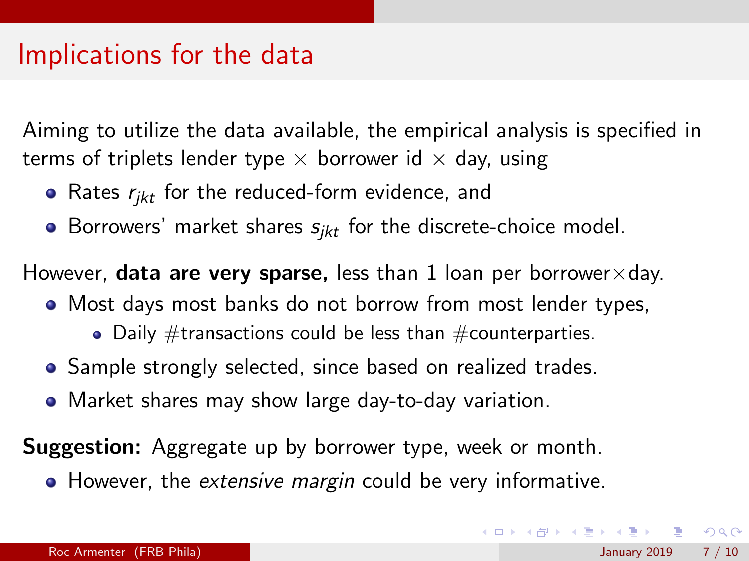# Implications for the data

Aiming to utilize the data available, the empirical analysis is specified in terms of triplets lender type × borrower id × day, using

- Rates $r_{jkt}$ for the reduced-form evidence, and
- Borrowers' market shares $s_{jkt}$ for the discrete-choice model.

However, **data are very sparse,** less than 1 loan per borrower×day.

- Most days most banks do not borrow from most lender types,
  - Daily #transactions could be less than #counterparties.
- Sample strongly selected, since based on realized trades.
- Market shares may show large day-to-day variation.

**Suggestion:** Aggregate up by borrower type, week or month.

- However, the *extensive margin* could be very informative.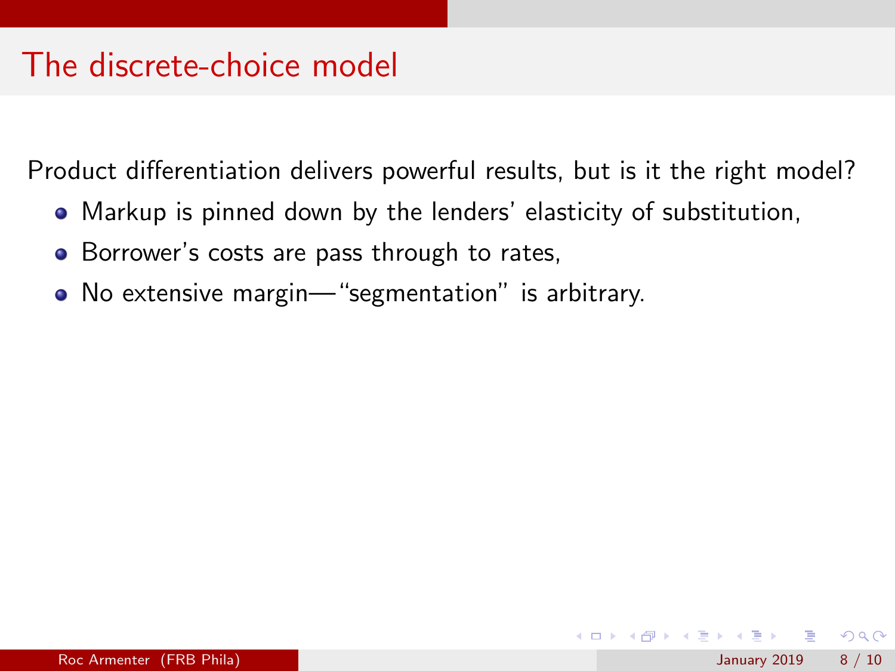# The discrete-choice model

Product differentiation delivers powerful results, but is it the right model?

- Markup is pinned down by the lenders' elasticity of substitution,
- Borrower's costs are pass through to rates,
- No extensive margin—"segmentation" is arbitrary.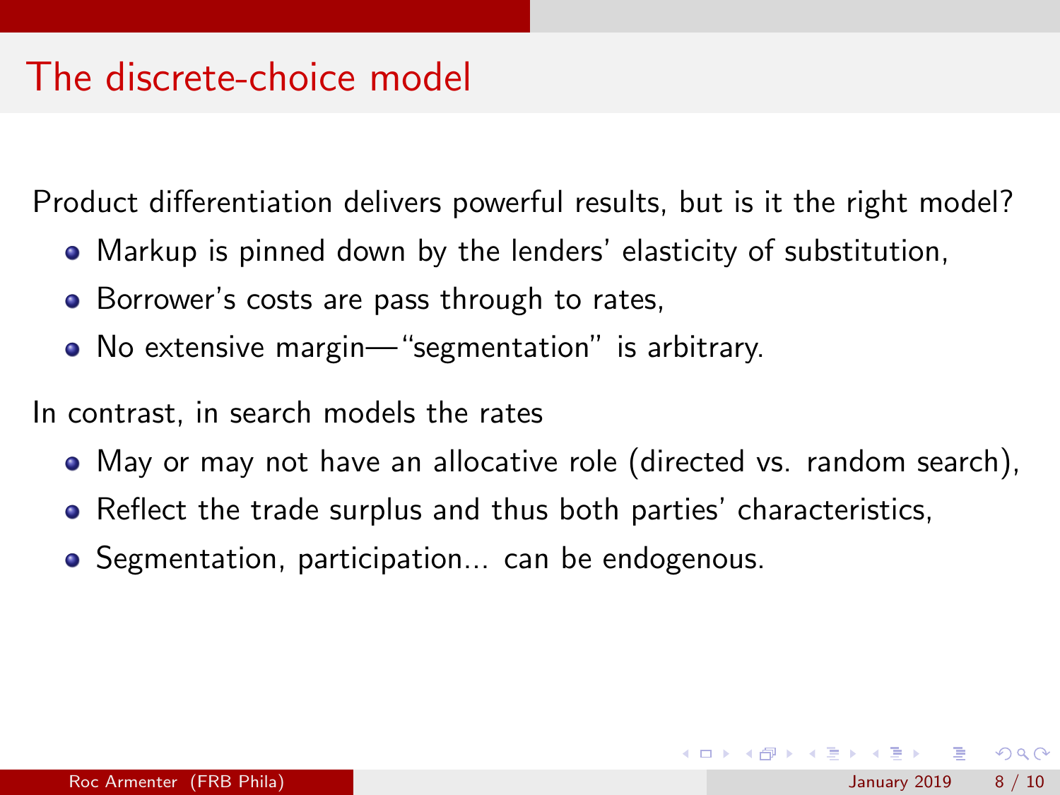# The discrete-choice model

Product differentiation delivers powerful results, but is it the right model?

- Markup is pinned down by the lenders' elasticity of substitution,
- Borrower's costs are pass through to rates,
- No extensive margin—"segmentation" is arbitrary.

In contrast, in search models the rates

- May or may not have an allocative role (directed vs. random search),
- Reflect the trade surplus and thus both parties' characteristics,
- Segmentation, participation... can be endogenous.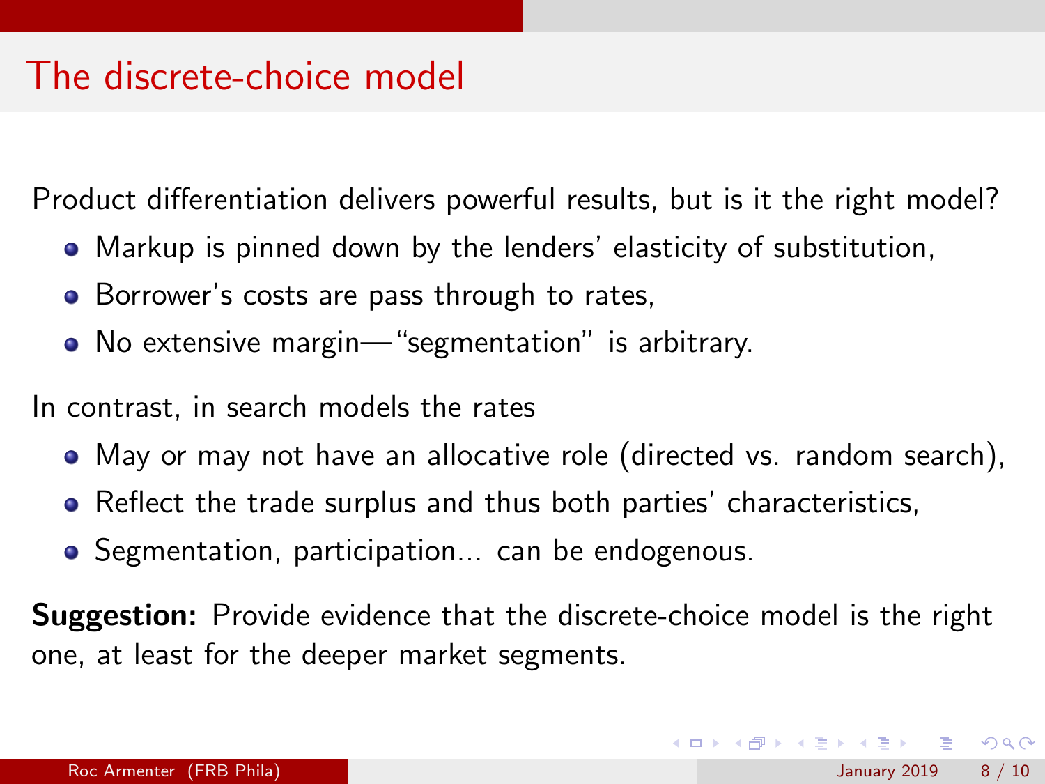# The discrete-choice model

Product differentiation delivers powerful results, but is it the right model?

- Markup is pinned down by the lenders' elasticity of substitution,
- Borrower's costs are pass through to rates,
- No extensive margin—"segmentation" is arbitrary.

In contrast, in search models the rates

- May or may not have an allocative role (directed vs. random search),
- Reflect the trade surplus and thus both parties' characteristics,
- Segmentation, participation... can be endogenous.

**Suggestion:** Provide evidence that the discrete-choice model is the right one, at least for the deeper market segments.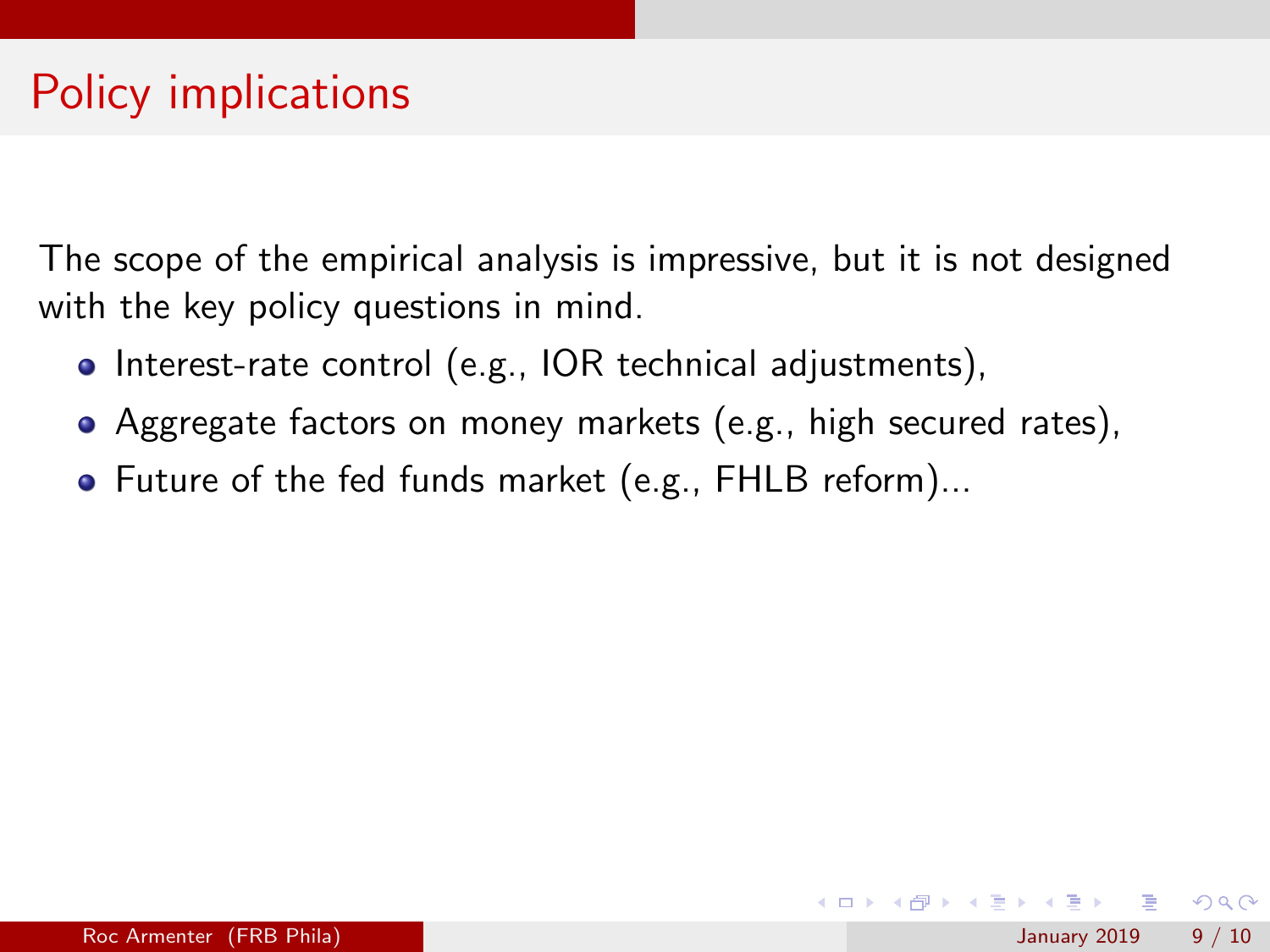# Policy implications

The scope of the empirical analysis is impressive, but it is not designed with the key policy questions in mind.

- Interest-rate control (e.g., IOR technical adjustments),
- Aggregate factors on money markets (e.g., high secured rates),
- Future of the fed funds market (e.g., FHLB reform)...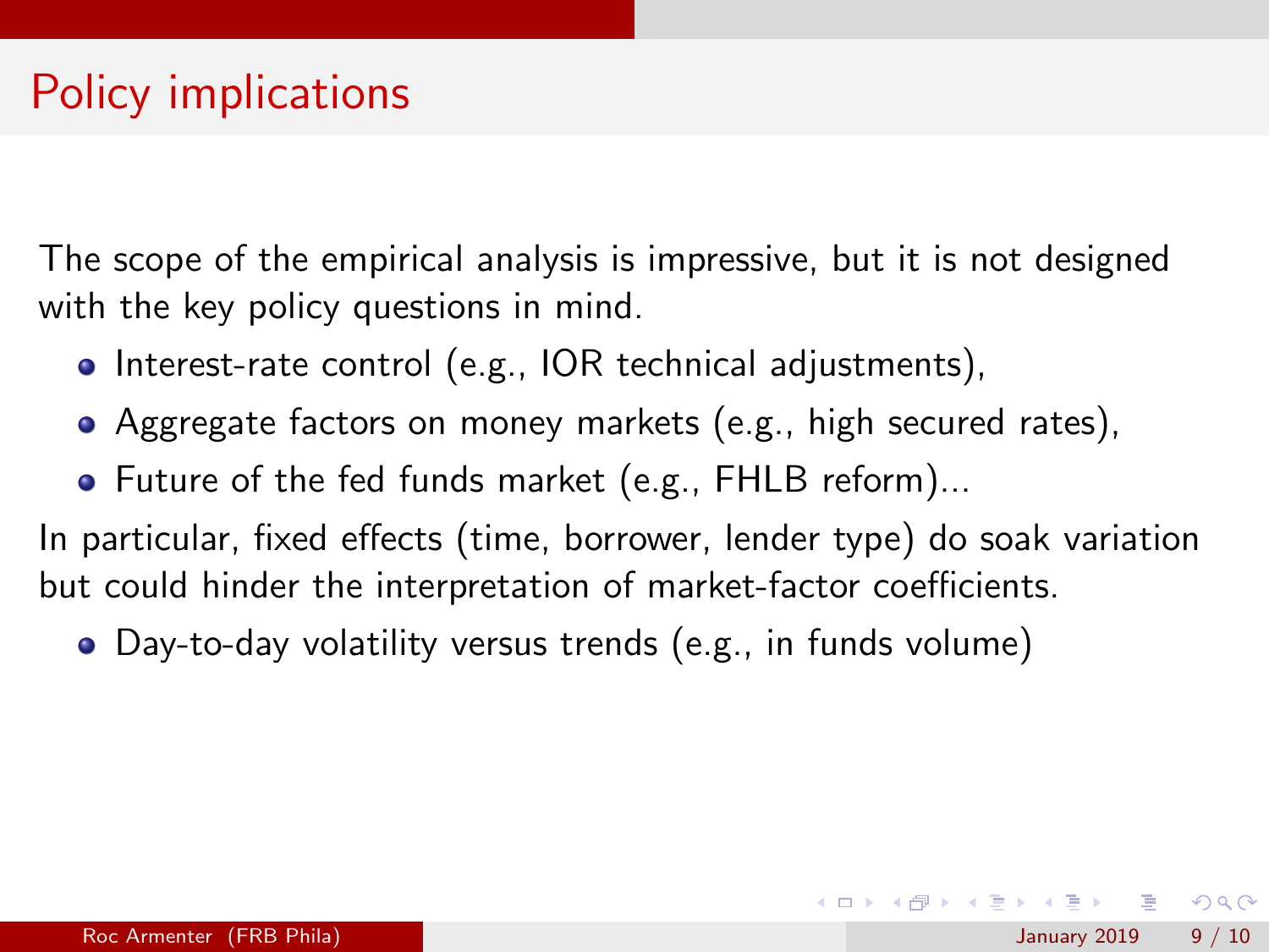# Policy implications

The scope of the empirical analysis is impressive, but it is not designed with the key policy questions in mind.

- Interest-rate control (e.g., IOR technical adjustments),
- Aggregate factors on money markets (e.g., high secured rates),
- Future of the fed funds market (e.g., FHLB reform)...

In particular, fixed effects (time, borrower, lender type) do soak variation but could hinder the interpretation of market-factor coefficients.

- Day-to-day volatility versus trends (e.g., in funds volume)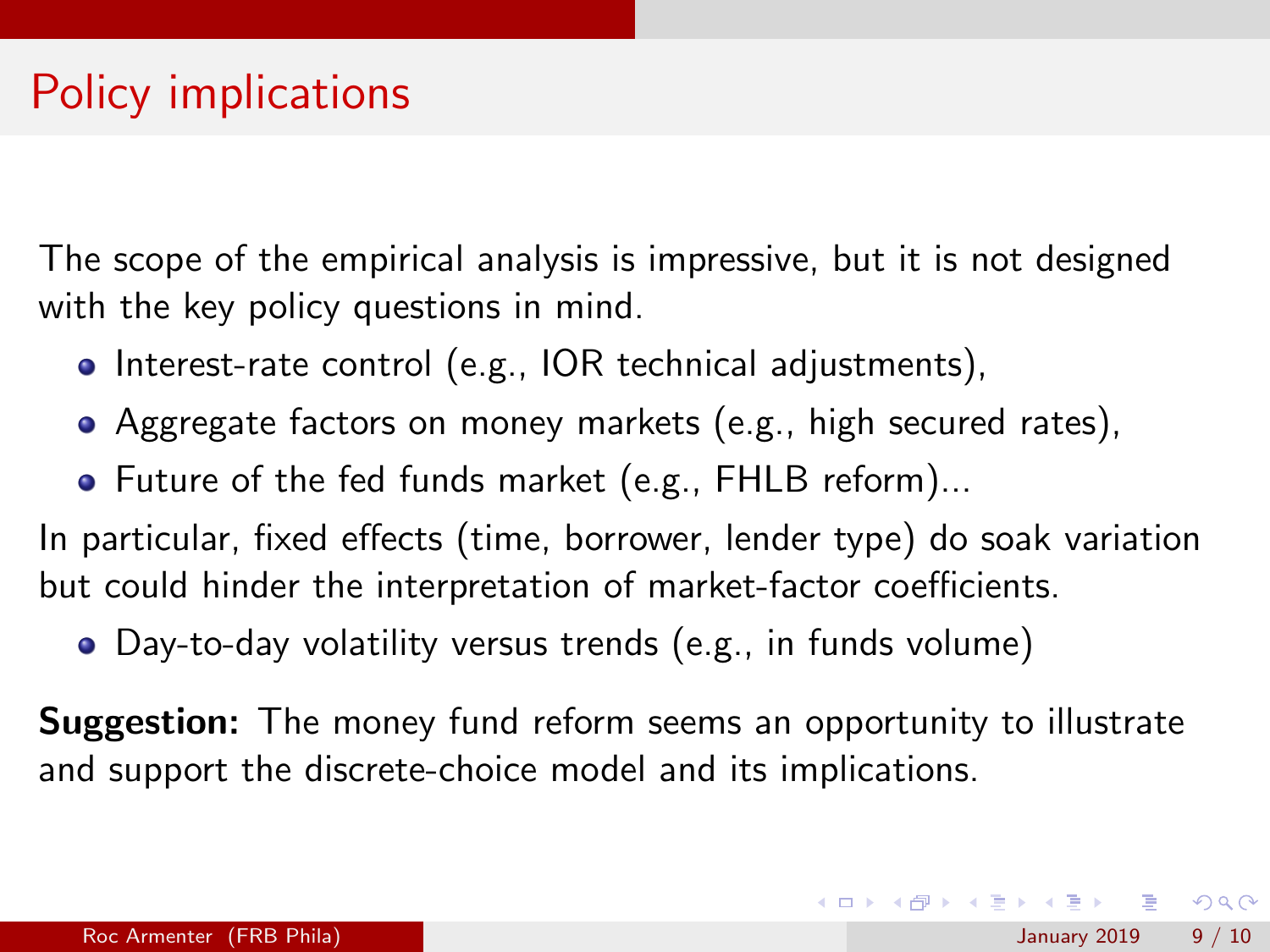# Policy implications

The scope of the empirical analysis is impressive, but it is not designed with the key policy questions in mind.

- Interest-rate control (e.g., IOR technical adjustments),
- Aggregate factors on money markets (e.g., high secured rates),
- Future of the fed funds market (e.g., FHLB reform)...

In particular, fixed effects (time, borrower, lender type) do soak variation but could hinder the interpretation of market-factor coefficients.

- Day-to-day volatility versus trends (e.g., in funds volume)

**Suggestion:** The money fund reform seems an opportunity to illustrate and support the discrete-choice model and its implications.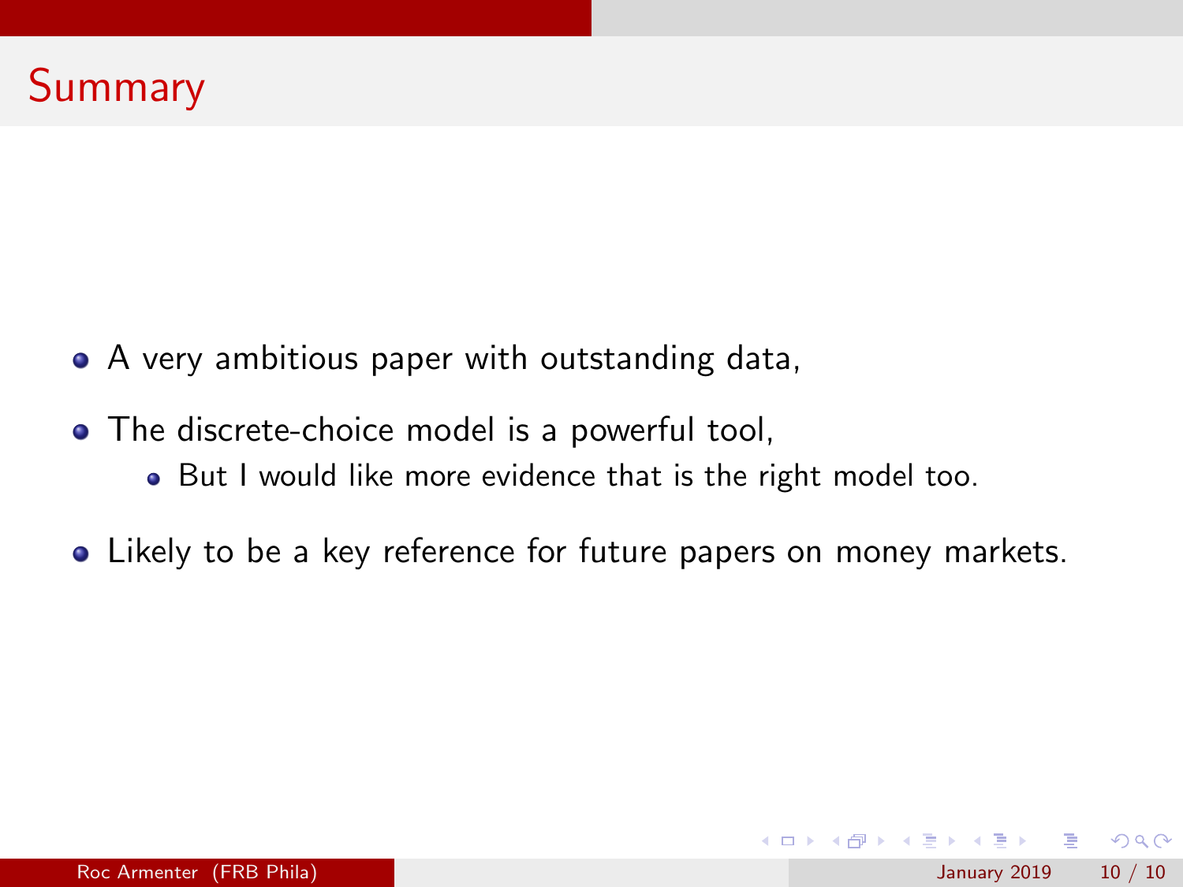# Summary

- A very ambitious paper with outstanding data,
- The discrete-choice model is a powerful tool,
  - But I would like more evidence that is the right model too.
- Likely to be a key reference for future papers on money markets.